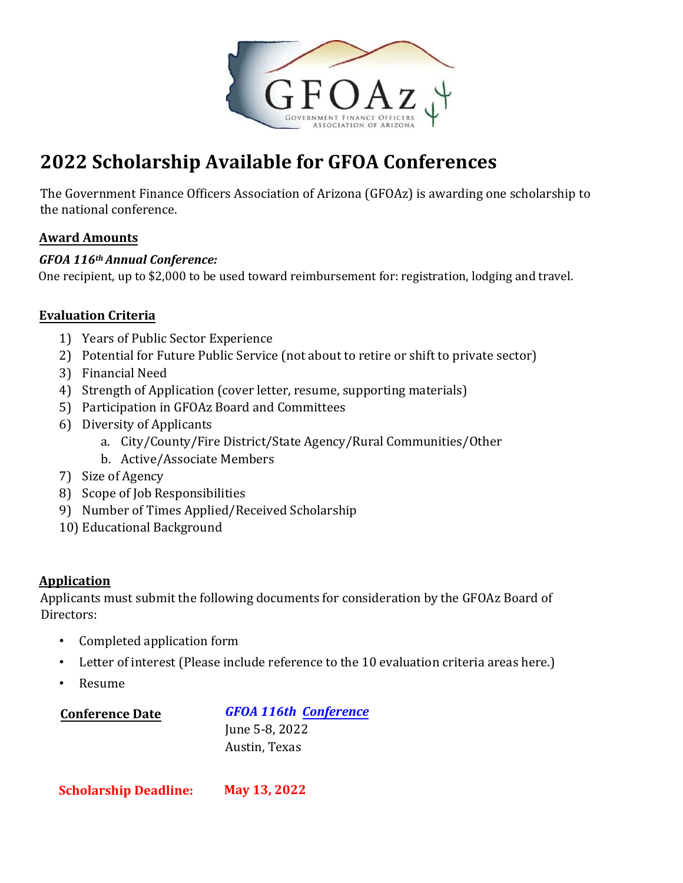# 2022 Scholarship Available for GFOA Conferences

The Government Finance Officers Association of Arizona (GFOAz) is awarding one scholarship to the national conference.

## Award Amounts

***GFOA 116th Annual Conference:***
One recipient, up to $2,000 to be used toward reimbursement for: registration, lodging and travel.

## Evaluation Criteria

1) Years of Public Sector Experience
2) Potential for Future Public Service (not about to retire or shift to private sector)
3) Financial Need
4) Strength of Application (cover letter, resume, supporting materials)
5) Participation in GFOAz Board and Committees
6) Diversity of Applicants
   a. City/County/Fire District/State Agency/Rural Communities/Other
   b. Active/Associate Members
7) Size of Agency
8) Scope of Job Responsibilities
9) Number of Times Applied/Received Scholarship
10) Educational Background

## Application

Applicants must submit the following documents for consideration by the GFOAz Board of Directors:

- Completed application form
- Letter of interest (Please include reference to the 10 evaluation criteria areas here.)
- Resume

**Conference Date**

***GFOA 116th Conference***
June 5-8, 2022
Austin, Texas

**Scholarship Deadline: May 13, 2022**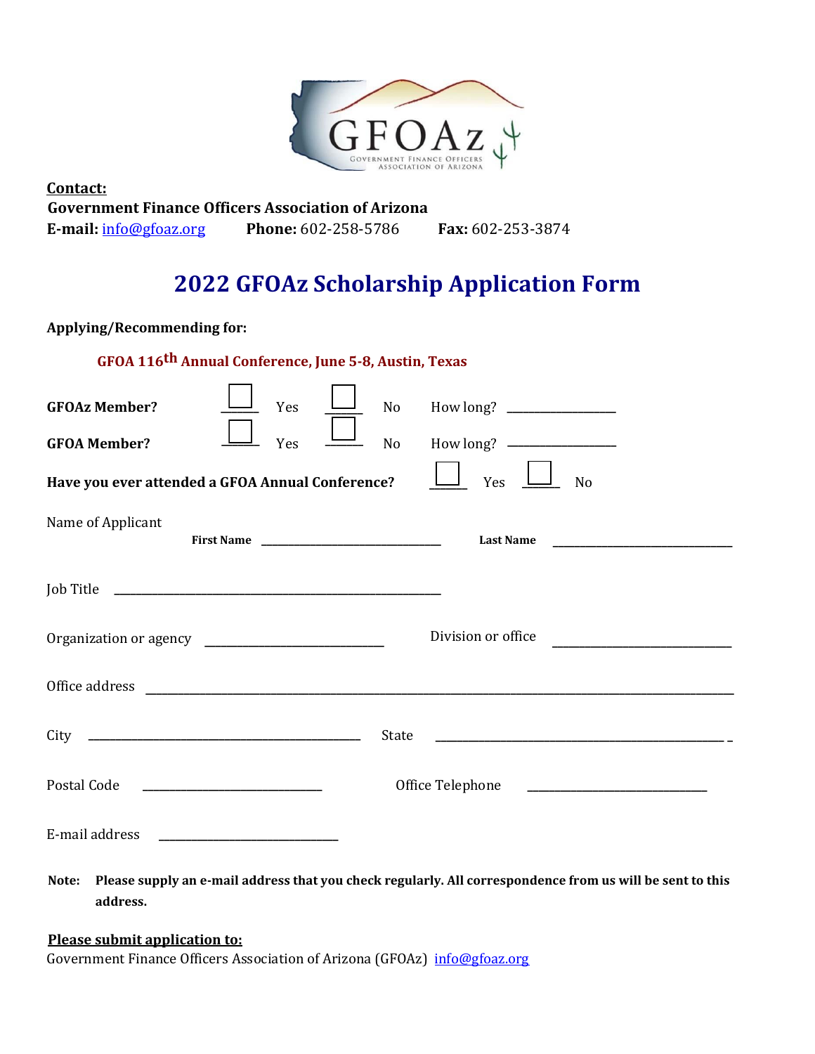**Contact:**

**Government Finance Officers Association of Arizona**

**E-mail:** info@gfoaz.org **Phone:** 602-258-5786 **Fax:** 602-253-3874

# 2022 GFOAz Scholarship Application Form

**Applying/Recommending for:**

**GFOA 116th Annual Conference, June 5-8, Austin, Texas**

**GFOAz Member?** ☐ Yes ☐ No How long? ____________

**GFOA Member?** ☐ Yes ☐ No How long? ____________

**Have you ever attended a GFOA Annual Conference?** ☐ Yes ☐ No

Name of Applicant

**First Name** ________________________ **Last Name** ________________________

Job Title ____________________________________________

Organization or agency ________________________ Division or office ________________________

Office address ____________________________________________________________________________

City ____________________________________ State ____________________________________

Postal Code ________________________ Office Telephone ________________________

E-mail address ________________________

**Note: Please supply an e-mail address that you check regularly. All correspondence from us will be sent to this address.**

**Please submit application to:**

Government Finance Officers Association of Arizona (GFOAz) info@gfoaz.org